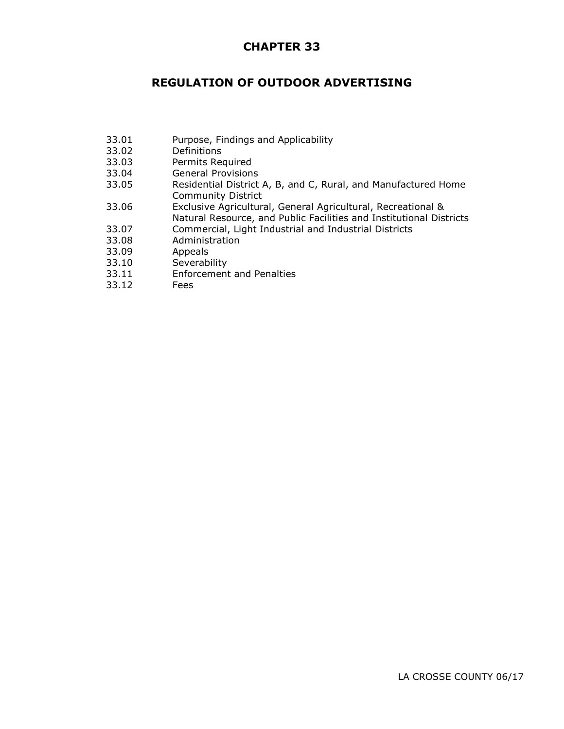# CHAPTER 33

## REGULATION OF OUTDOOR ADVERTISING

| | |
|---|---|
| 33.01 | Purpose, Findings and Applicability |
| 33.02 | Definitions |
| 33.03 | Permits Required |
| 33.04 | General Provisions |
| 33.05 | Residential District A, B, and C, Rural, and Manufactured Home Community District |
| 33.06 | Exclusive Agricultural, General Agricultural, Recreational & Natural Resource, and Public Facilities and Institutional Districts |
| 33.07 | Commercial, Light Industrial and Industrial Districts |
| 33.08 | Administration |
| 33.09 | Appeals |
| 33.10 | Severability |
| 33.11 | Enforcement and Penalties |
| 33.12 | Fees |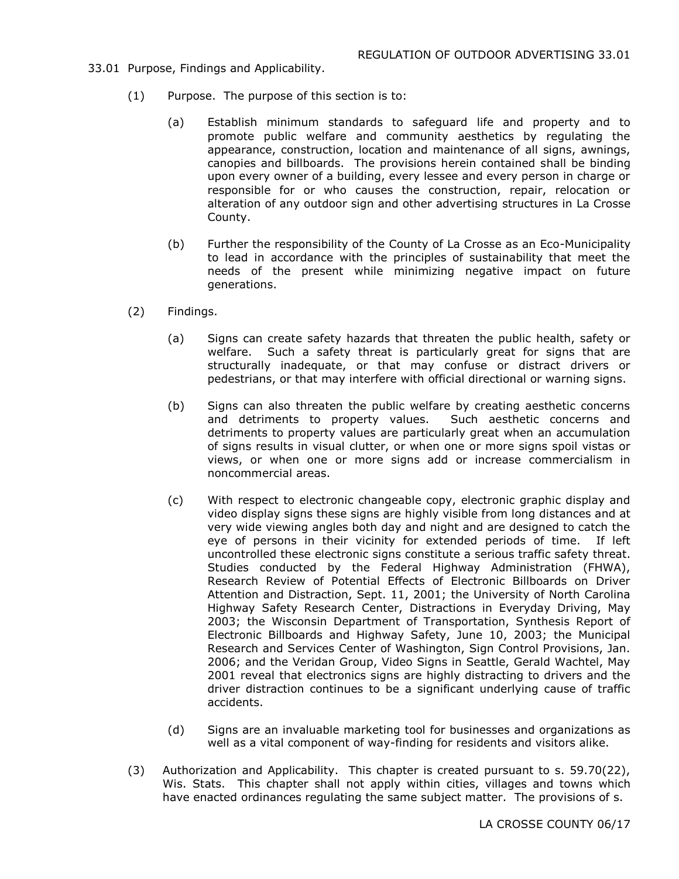33.01 Purpose, Findings and Applicability.

(1) Purpose. The purpose of this section is to:

(a) Establish minimum standards to safeguard life and property and to promote public welfare and community aesthetics by regulating the appearance, construction, location and maintenance of all signs, awnings, canopies and billboards. The provisions herein contained shall be binding upon every owner of a building, every lessee and every person in charge or responsible for or who causes the construction, repair, relocation or alteration of any outdoor sign and other advertising structures in La Crosse County.

(b) Further the responsibility of the County of La Crosse as an Eco-Municipality to lead in accordance with the principles of sustainability that meet the needs of the present while minimizing negative impact on future generations.

(2) Findings.

(a) Signs can create safety hazards that threaten the public health, safety or welfare. Such a safety threat is particularly great for signs that are structurally inadequate, or that may confuse or distract drivers or pedestrians, or that may interfere with official directional or warning signs.

(b) Signs can also threaten the public welfare by creating aesthetic concerns and detriments to property values. Such aesthetic concerns and detriments to property values are particularly great when an accumulation of signs results in visual clutter, or when one or more signs spoil vistas or views, or when one or more signs add or increase commercialism in noncommercial areas.

(c) With respect to electronic changeable copy, electronic graphic display and video display signs these signs are highly visible from long distances and at very wide viewing angles both day and night and are designed to catch the eye of persons in their vicinity for extended periods of time. If left uncontrolled these electronic signs constitute a serious traffic safety threat. Studies conducted by the Federal Highway Administration (FHWA), Research Review of Potential Effects of Electronic Billboards on Driver Attention and Distraction, Sept. 11, 2001; the University of North Carolina Highway Safety Research Center, Distractions in Everyday Driving, May 2003; the Wisconsin Department of Transportation, Synthesis Report of Electronic Billboards and Highway Safety, June 10, 2003; the Municipal Research and Services Center of Washington, Sign Control Provisions, Jan. 2006; and the Veridan Group, Video Signs in Seattle, Gerald Wachtel, May 2001 reveal that electronics signs are highly distracting to drivers and the driver distraction continues to be a significant underlying cause of traffic accidents.

(d) Signs are an invaluable marketing tool for businesses and organizations as well as a vital component of way-finding for residents and visitors alike.

(3) Authorization and Applicability. This chapter is created pursuant to s. 59.70(22), Wis. Stats. This chapter shall not apply within cities, villages and towns which have enacted ordinances regulating the same subject matter. The provisions of s.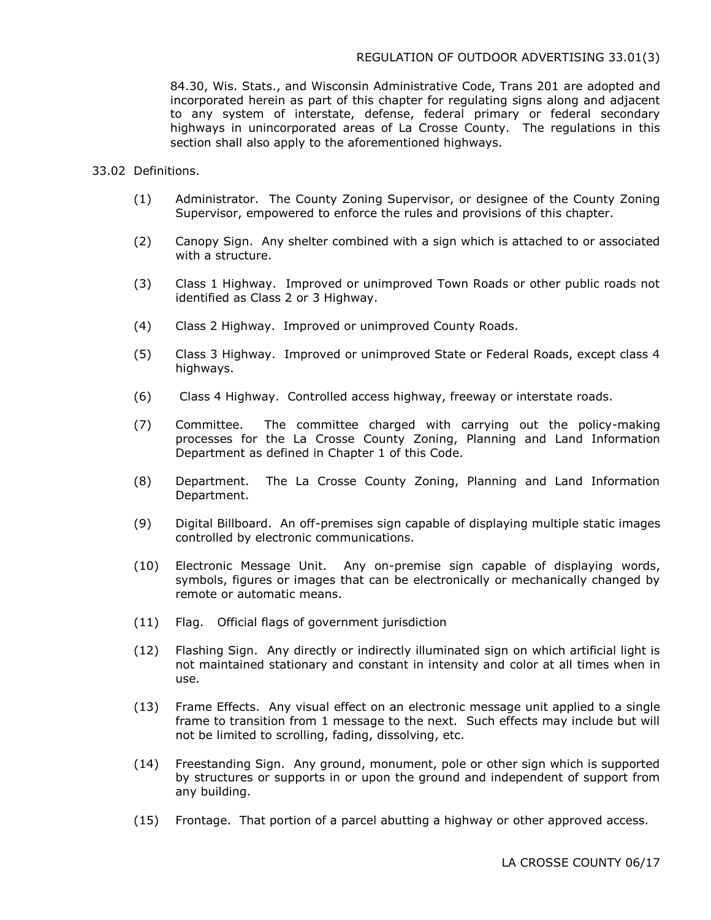84.30, Wis. Stats., and Wisconsin Administrative Code, Trans 201 are adopted and incorporated herein as part of this chapter for regulating signs along and adjacent to any system of interstate, defense, federal primary or federal secondary highways in unincorporated areas of La Crosse County. The regulations in this section shall also apply to the aforementioned highways.

33.02 Definitions.

(1) Administrator. The County Zoning Supervisor, or designee of the County Zoning Supervisor, empowered to enforce the rules and provisions of this chapter.

(2) Canopy Sign. Any shelter combined with a sign which is attached to or associated with a structure.

(3) Class 1 Highway. Improved or unimproved Town Roads or other public roads not identified as Class 2 or 3 Highway.

(4) Class 2 Highway. Improved or unimproved County Roads.

(5) Class 3 Highway. Improved or unimproved State or Federal Roads, except class 4 highways.

(6) Class 4 Highway. Controlled access highway, freeway or interstate roads.

(7) Committee. The committee charged with carrying out the policy-making processes for the La Crosse County Zoning, Planning and Land Information Department as defined in Chapter 1 of this Code.

(8) Department. The La Crosse County Zoning, Planning and Land Information Department.

(9) Digital Billboard. An off-premises sign capable of displaying multiple static images controlled by electronic communications.

(10) Electronic Message Unit. Any on-premise sign capable of displaying words, symbols, figures or images that can be electronically or mechanically changed by remote or automatic means.

(11) Flag. Official flags of government jurisdiction

(12) Flashing Sign. Any directly or indirectly illuminated sign on which artificial light is not maintained stationary and constant in intensity and color at all times when in use.

(13) Frame Effects. Any visual effect on an electronic message unit applied to a single frame to transition from 1 message to the next. Such effects may include but will not be limited to scrolling, fading, dissolving, etc.

(14) Freestanding Sign. Any ground, monument, pole or other sign which is supported by structures or supports in or upon the ground and independent of support from any building.

(15) Frontage. That portion of a parcel abutting a highway or other approved access.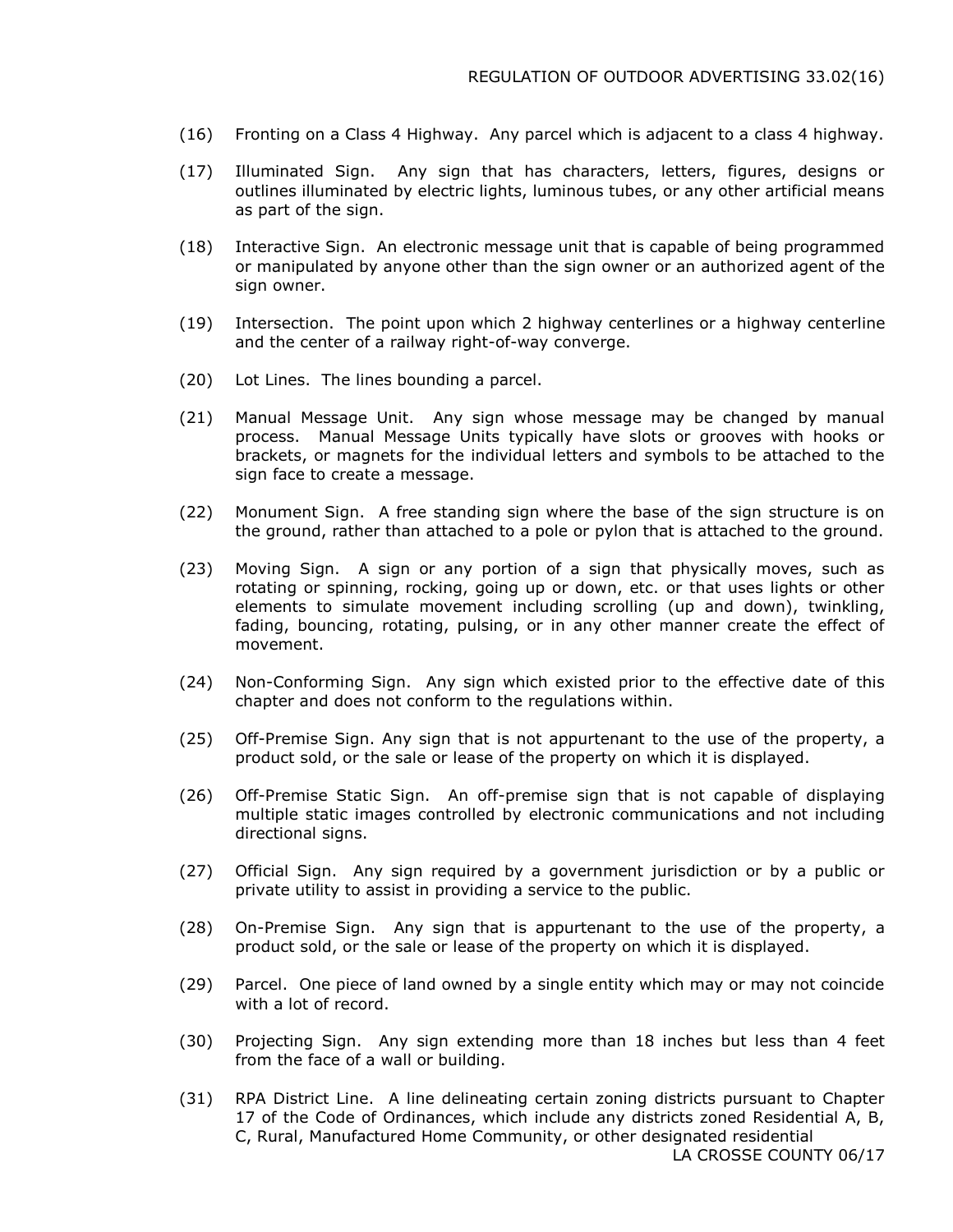(16) Fronting on a Class 4 Highway. Any parcel which is adjacent to a class 4 highway.

(17) Illuminated Sign. Any sign that has characters, letters, figures, designs or outlines illuminated by electric lights, luminous tubes, or any other artificial means as part of the sign.

(18) Interactive Sign. An electronic message unit that is capable of being programmed or manipulated by anyone other than the sign owner or an authorized agent of the sign owner.

(19) Intersection. The point upon which 2 highway centerlines or a highway centerline and the center of a railway right-of-way converge.

(20) Lot Lines. The lines bounding a parcel.

(21) Manual Message Unit. Any sign whose message may be changed by manual process. Manual Message Units typically have slots or grooves with hooks or brackets, or magnets for the individual letters and symbols to be attached to the sign face to create a message.

(22) Monument Sign. A free standing sign where the base of the sign structure is on the ground, rather than attached to a pole or pylon that is attached to the ground.

(23) Moving Sign. A sign or any portion of a sign that physically moves, such as rotating or spinning, rocking, going up or down, etc. or that uses lights or other elements to simulate movement including scrolling (up and down), twinkling, fading, bouncing, rotating, pulsing, or in any other manner create the effect of movement.

(24) Non-Conforming Sign. Any sign which existed prior to the effective date of this chapter and does not conform to the regulations within.

(25) Off-Premise Sign. Any sign that is not appurtenant to the use of the property, a product sold, or the sale or lease of the property on which it is displayed.

(26) Off-Premise Static Sign. An off-premise sign that is not capable of displaying multiple static images controlled by electronic communications and not including directional signs.

(27) Official Sign. Any sign required by a government jurisdiction or by a public or private utility to assist in providing a service to the public.

(28) On-Premise Sign. Any sign that is appurtenant to the use of the property, a product sold, or the sale or lease of the property on which it is displayed.

(29) Parcel. One piece of land owned by a single entity which may or may not coincide with a lot of record.

(30) Projecting Sign. Any sign extending more than 18 inches but less than 4 feet from the face of a wall or building.

(31) RPA District Line. A line delineating certain zoning districts pursuant to Chapter 17 of the Code of Ordinances, which include any districts zoned Residential A, B, C, Rural, Manufactured Home Community, or other designated residential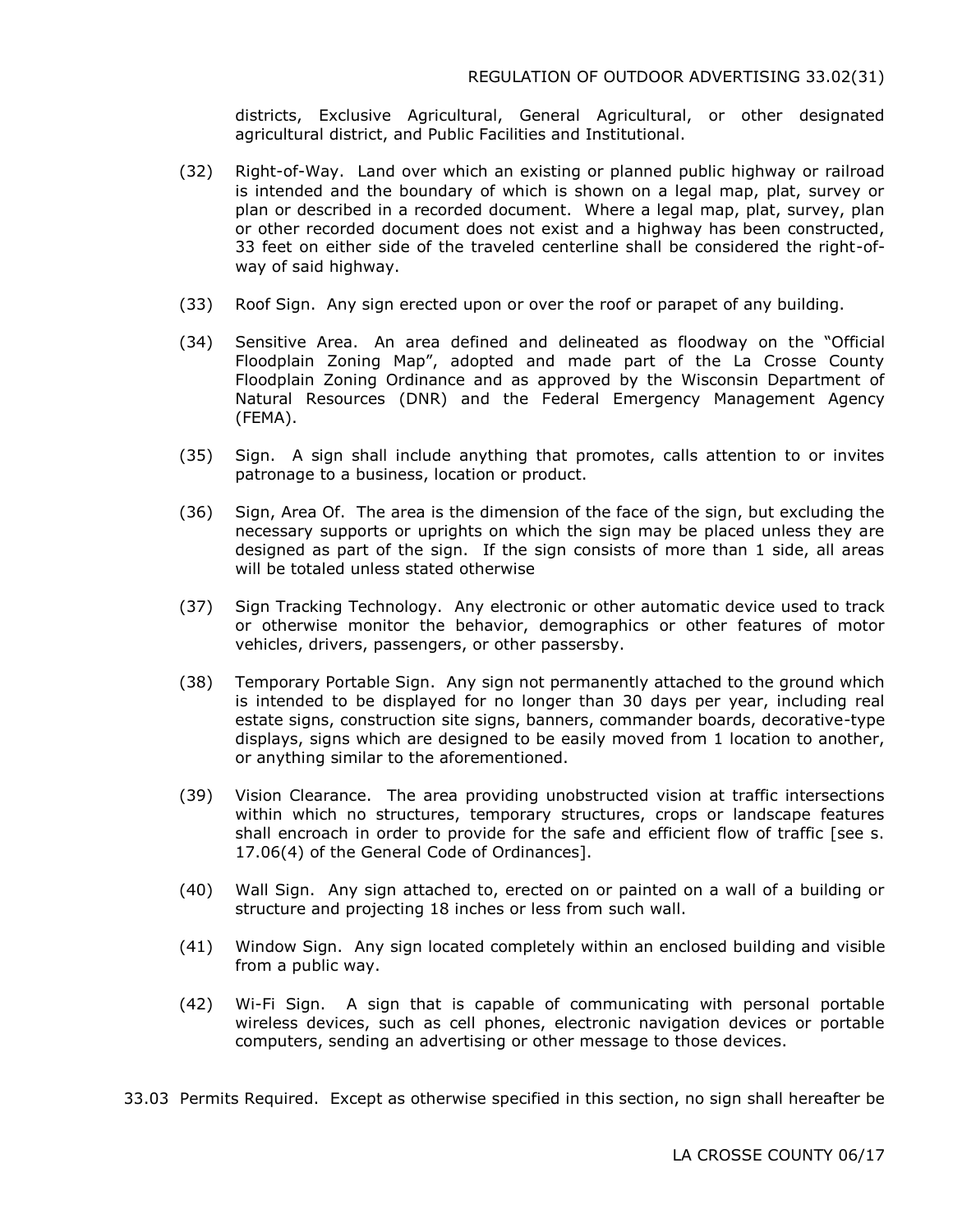districts, Exclusive Agricultural, General Agricultural, or other designated agricultural district, and Public Facilities and Institutional.

(32) Right-of-Way. Land over which an existing or planned public highway or railroad is intended and the boundary of which is shown on a legal map, plat, survey or plan or described in a recorded document. Where a legal map, plat, survey, plan or other recorded document does not exist and a highway has been constructed, 33 feet on either side of the traveled centerline shall be considered the right-of-way of said highway.

(33) Roof Sign. Any sign erected upon or over the roof or parapet of any building.

(34) Sensitive Area. An area defined and delineated as floodway on the "Official Floodplain Zoning Map", adopted and made part of the La Crosse County Floodplain Zoning Ordinance and as approved by the Wisconsin Department of Natural Resources (DNR) and the Federal Emergency Management Agency (FEMA).

(35) Sign. A sign shall include anything that promotes, calls attention to or invites patronage to a business, location or product.

(36) Sign, Area Of. The area is the dimension of the face of the sign, but excluding the necessary supports or uprights on which the sign may be placed unless they are designed as part of the sign. If the sign consists of more than 1 side, all areas will be totaled unless stated otherwise

(37) Sign Tracking Technology. Any electronic or other automatic device used to track or otherwise monitor the behavior, demographics or other features of motor vehicles, drivers, passengers, or other passersby.

(38) Temporary Portable Sign. Any sign not permanently attached to the ground which is intended to be displayed for no longer than 30 days per year, including real estate signs, construction site signs, banners, commander boards, decorative-type displays, signs which are designed to be easily moved from 1 location to another, or anything similar to the aforementioned.

(39) Vision Clearance. The area providing unobstructed vision at traffic intersections within which no structures, temporary structures, crops or landscape features shall encroach in order to provide for the safe and efficient flow of traffic [see s. 17.06(4) of the General Code of Ordinances].

(40) Wall Sign. Any sign attached to, erected on or painted on a wall of a building or structure and projecting 18 inches or less from such wall.

(41) Window Sign. Any sign located completely within an enclosed building and visible from a public way.

(42) Wi-Fi Sign. A sign that is capable of communicating with personal portable wireless devices, such as cell phones, electronic navigation devices or portable computers, sending an advertising or other message to those devices.

33.03 Permits Required. Except as otherwise specified in this section, no sign shall hereafter be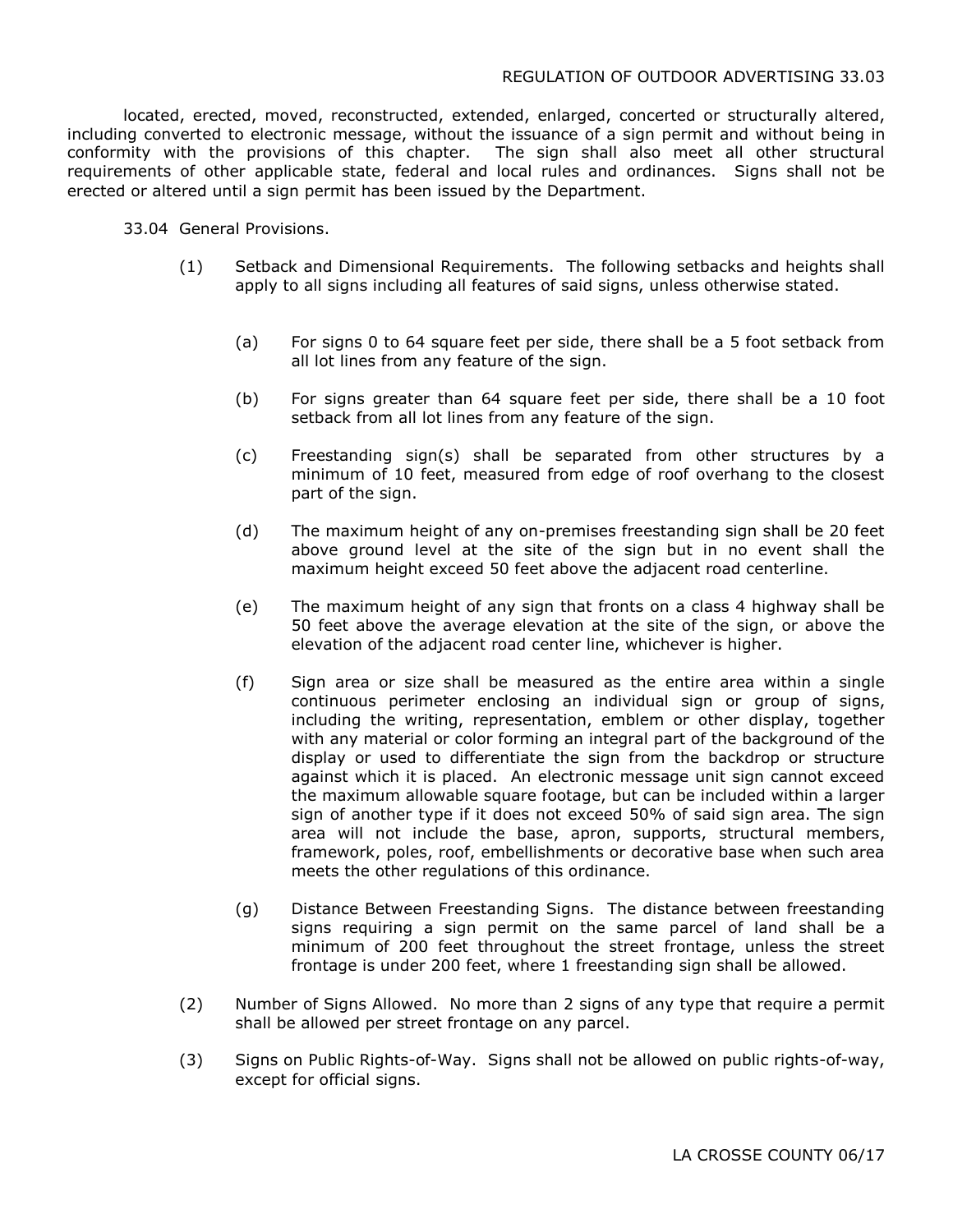located, erected, moved, reconstructed, extended, enlarged, concerted or structurally altered, including converted to electronic message, without the issuance of a sign permit and without being in conformity with the provisions of this chapter. The sign shall also meet all other structural requirements of other applicable state, federal and local rules and ordinances. Signs shall not be erected or altered until a sign permit has been issued by the Department.

33.04 General Provisions.

(1) Setback and Dimensional Requirements. The following setbacks and heights shall apply to all signs including all features of said signs, unless otherwise stated.

(a) For signs 0 to 64 square feet per side, there shall be a 5 foot setback from all lot lines from any feature of the sign.

(b) For signs greater than 64 square feet per side, there shall be a 10 foot setback from all lot lines from any feature of the sign.

(c) Freestanding sign(s) shall be separated from other structures by a minimum of 10 feet, measured from edge of roof overhang to the closest part of the sign.

(d) The maximum height of any on-premises freestanding sign shall be 20 feet above ground level at the site of the sign but in no event shall the maximum height exceed 50 feet above the adjacent road centerline.

(e) The maximum height of any sign that fronts on a class 4 highway shall be 50 feet above the average elevation at the site of the sign, or above the elevation of the adjacent road center line, whichever is higher.

(f) Sign area or size shall be measured as the entire area within a single continuous perimeter enclosing an individual sign or group of signs, including the writing, representation, emblem or other display, together with any material or color forming an integral part of the background of the display or used to differentiate the sign from the backdrop or structure against which it is placed. An electronic message unit sign cannot exceed the maximum allowable square footage, but can be included within a larger sign of another type if it does not exceed 50% of said sign area. The sign area will not include the base, apron, supports, structural members, framework, poles, roof, embellishments or decorative base when such area meets the other regulations of this ordinance.

(g) Distance Between Freestanding Signs. The distance between freestanding signs requiring a sign permit on the same parcel of land shall be a minimum of 200 feet throughout the street frontage, unless the street frontage is under 200 feet, where 1 freestanding sign shall be allowed.

(2) Number of Signs Allowed. No more than 2 signs of any type that require a permit shall be allowed per street frontage on any parcel.

(3) Signs on Public Rights-of-Way. Signs shall not be allowed on public rights-of-way, except for official signs.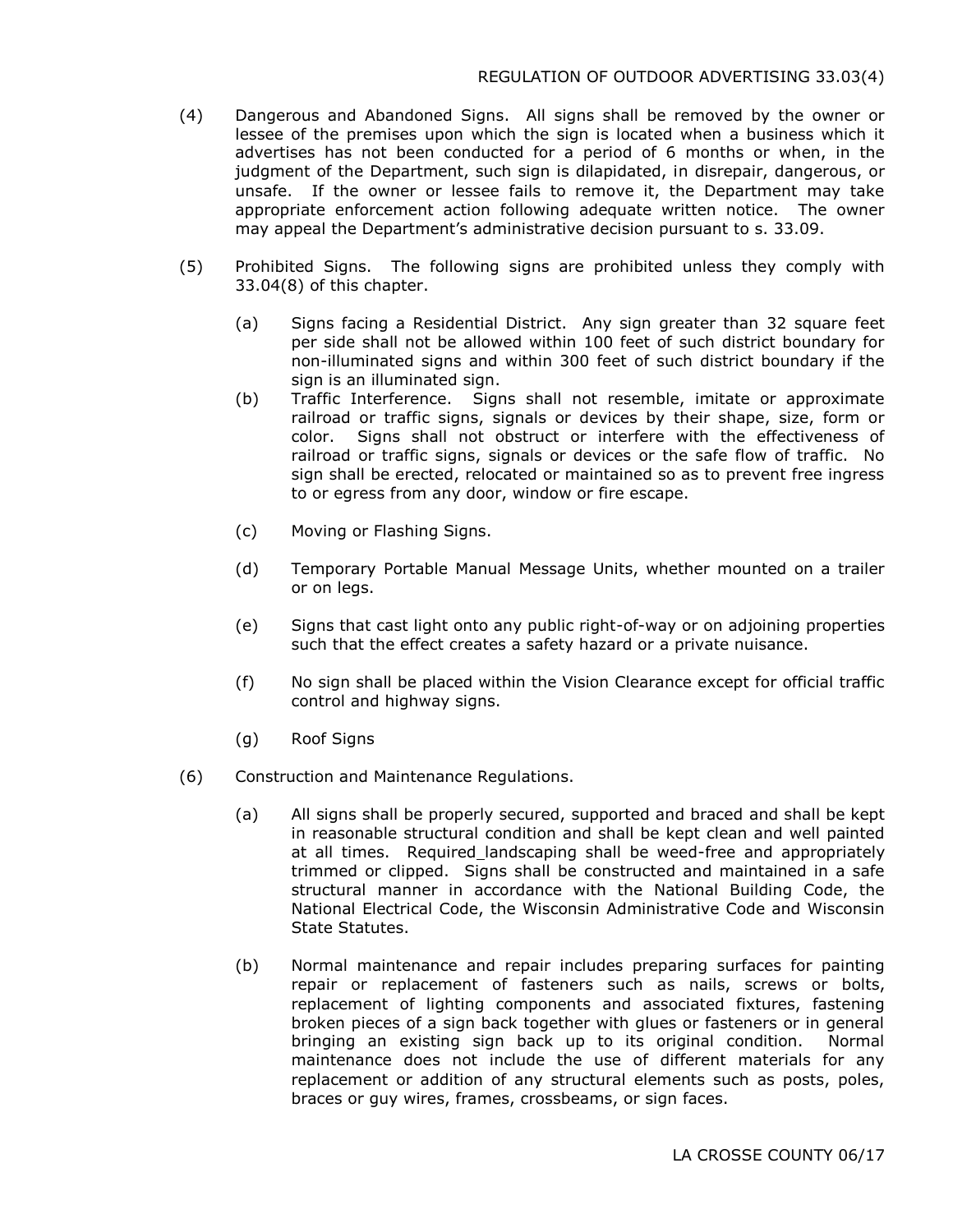(4) Dangerous and Abandoned Signs. All signs shall be removed by the owner or lessee of the premises upon which the sign is located when a business which it advertises has not been conducted for a period of 6 months or when, in the judgment of the Department, such sign is dilapidated, in disrepair, dangerous, or unsafe. If the owner or lessee fails to remove it, the Department may take appropriate enforcement action following adequate written notice. The owner may appeal the Department's administrative decision pursuant to s. 33.09.

(5) Prohibited Signs. The following signs are prohibited unless they comply with 33.04(8) of this chapter.

(a) Signs facing a Residential District. Any sign greater than 32 square feet per side shall not be allowed within 100 feet of such district boundary for non-illuminated signs and within 300 feet of such district boundary if the sign is an illuminated sign.

(b) Traffic Interference. Signs shall not resemble, imitate or approximate railroad or traffic signs, signals or devices by their shape, size, form or color. Signs shall not obstruct or interfere with the effectiveness of railroad or traffic signs, signals or devices or the safe flow of traffic. No sign shall be erected, relocated or maintained so as to prevent free ingress to or egress from any door, window or fire escape.

(c) Moving or Flashing Signs.

(d) Temporary Portable Manual Message Units, whether mounted on a trailer or on legs.

(e) Signs that cast light onto any public right-of-way or on adjoining properties such that the effect creates a safety hazard or a private nuisance.

(f) No sign shall be placed within the Vision Clearance except for official traffic control and highway signs.

(g) Roof Signs

(6) Construction and Maintenance Regulations.

(a) All signs shall be properly secured, supported and braced and shall be kept in reasonable structural condition and shall be kept clean and well painted at all times. Required_landscaping shall be weed-free and appropriately trimmed or clipped. Signs shall be constructed and maintained in a safe structural manner in accordance with the National Building Code, the National Electrical Code, the Wisconsin Administrative Code and Wisconsin State Statutes.

(b) Normal maintenance and repair includes preparing surfaces for painting repair or replacement of fasteners such as nails, screws or bolts, replacement of lighting components and associated fixtures, fastening broken pieces of a sign back together with glues or fasteners or in general bringing an existing sign back up to its original condition. Normal maintenance does not include the use of different materials for any replacement or addition of any structural elements such as posts, poles, braces or guy wires, frames, crossbeams, or sign faces.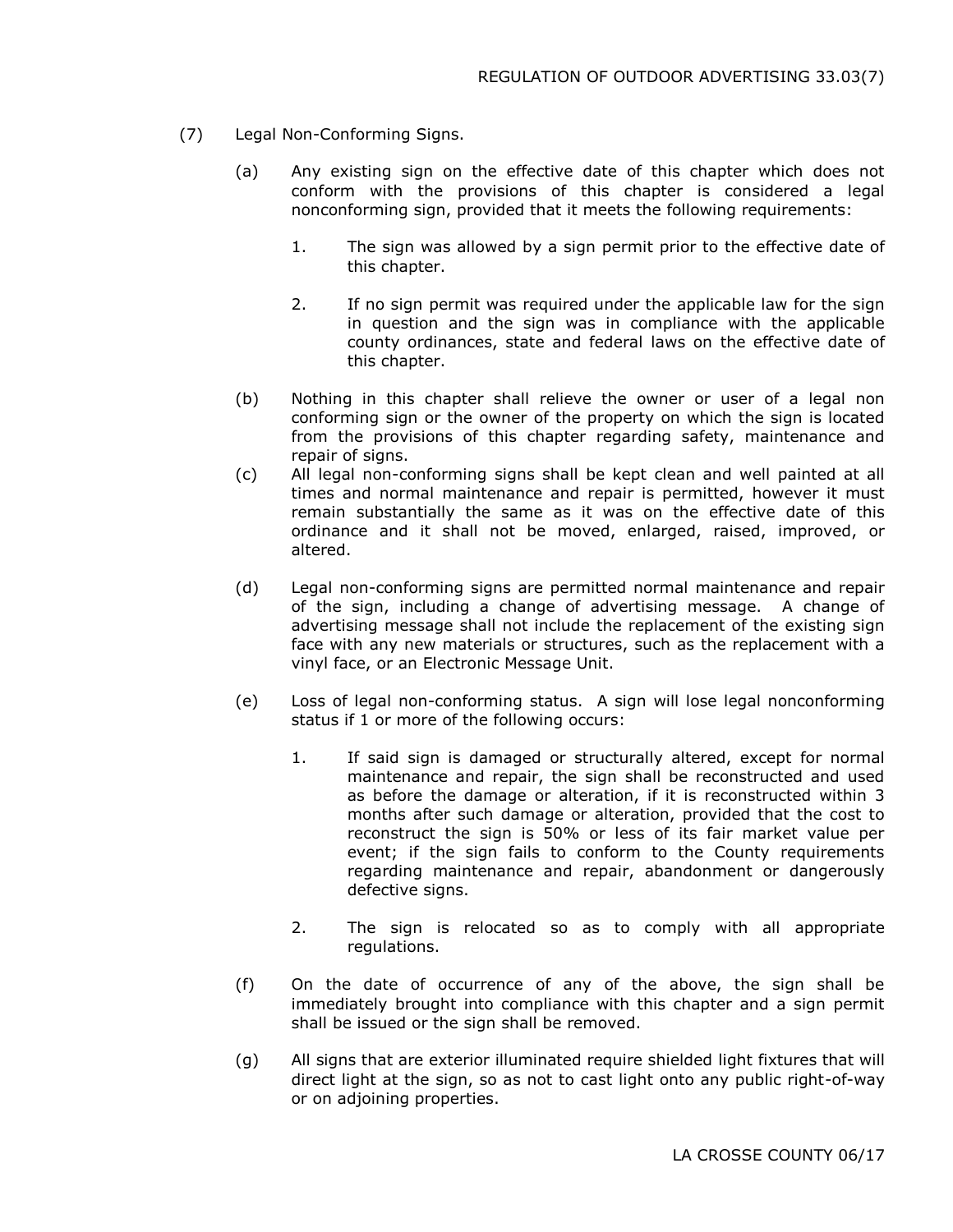(7) Legal Non-Conforming Signs.

(a) Any existing sign on the effective date of this chapter which does not conform with the provisions of this chapter is considered a legal nonconforming sign, provided that it meets the following requirements:

1. The sign was allowed by a sign permit prior to the effective date of this chapter.

2. If no sign permit was required under the applicable law for the sign in question and the sign was in compliance with the applicable county ordinances, state and federal laws on the effective date of this chapter.

(b) Nothing in this chapter shall relieve the owner or user of a legal non conforming sign or the owner of the property on which the sign is located from the provisions of this chapter regarding safety, maintenance and repair of signs.

(c) All legal non-conforming signs shall be kept clean and well painted at all times and normal maintenance and repair is permitted, however it must remain substantially the same as it was on the effective date of this ordinance and it shall not be moved, enlarged, raised, improved, or altered.

(d) Legal non-conforming signs are permitted normal maintenance and repair of the sign, including a change of advertising message. A change of advertising message shall not include the replacement of the existing sign face with any new materials or structures, such as the replacement with a vinyl face, or an Electronic Message Unit.

(e) Loss of legal non-conforming status. A sign will lose legal nonconforming status if 1 or more of the following occurs:

1. If said sign is damaged or structurally altered, except for normal maintenance and repair, the sign shall be reconstructed and used as before the damage or alteration, if it is reconstructed within 3 months after such damage or alteration, provided that the cost to reconstruct the sign is 50% or less of its fair market value per event; if the sign fails to conform to the County requirements regarding maintenance and repair, abandonment or dangerously defective signs.

2. The sign is relocated so as to comply with all appropriate regulations.

(f) On the date of occurrence of any of the above, the sign shall be immediately brought into compliance with this chapter and a sign permit shall be issued or the sign shall be removed.

(g) All signs that are exterior illuminated require shielded light fixtures that will direct light at the sign, so as not to cast light onto any public right-of-way or on adjoining properties.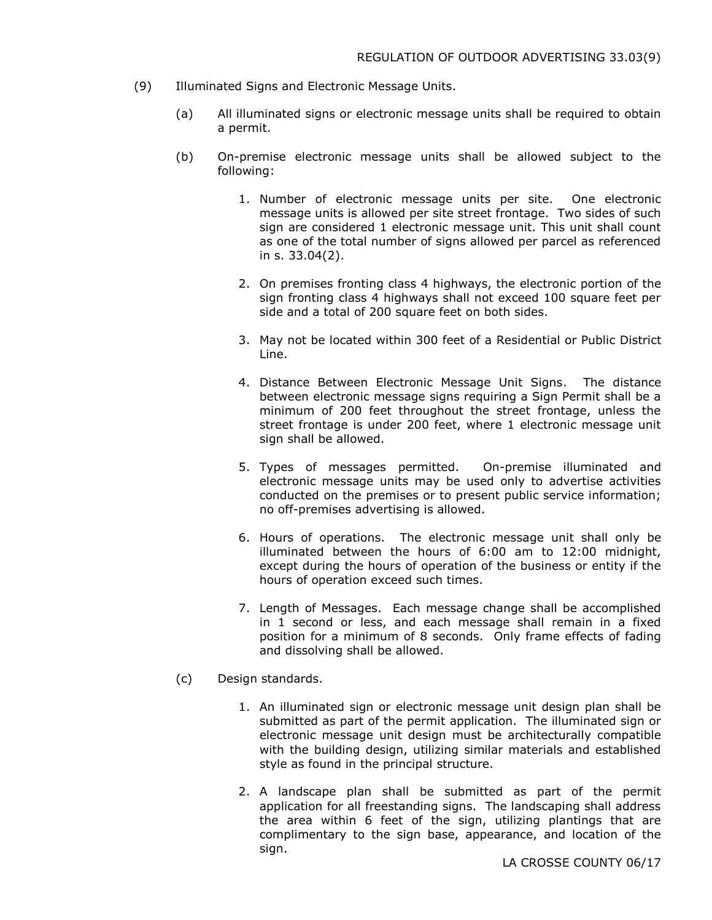(9) Illuminated Signs and Electronic Message Units.

(a) All illuminated signs or electronic message units shall be required to obtain a permit.

(b) On-premise electronic message units shall be allowed subject to the following:

1. Number of electronic message units per site. One electronic message units is allowed per site street frontage. Two sides of such sign are considered 1 electronic message unit. This unit shall count as one of the total number of signs allowed per parcel as referenced in s. 33.04(2).

2. On premises fronting class 4 highways, the electronic portion of the sign fronting class 4 highways shall not exceed 100 square feet per side and a total of 200 square feet on both sides.

3. May not be located within 300 feet of a Residential or Public District Line.

4. Distance Between Electronic Message Unit Signs. The distance between electronic message signs requiring a Sign Permit shall be a minimum of 200 feet throughout the street frontage, unless the street frontage is under 200 feet, where 1 electronic message unit sign shall be allowed.

5. Types of messages permitted. On-premise illuminated and electronic message units may be used only to advertise activities conducted on the premises or to present public service information; no off-premises advertising is allowed.

6. Hours of operations. The electronic message unit shall only be illuminated between the hours of 6:00 am to 12:00 midnight, except during the hours of operation of the business or entity if the hours of operation exceed such times.

7. Length of Messages. Each message change shall be accomplished in 1 second or less, and each message shall remain in a fixed position for a minimum of 8 seconds. Only frame effects of fading and dissolving shall be allowed.

(c) Design standards.

1. An illuminated sign or electronic message unit design plan shall be submitted as part of the permit application. The illuminated sign or electronic message unit design must be architecturally compatible with the building design, utilizing similar materials and established style as found in the principal structure.

2. A landscape plan shall be submitted as part of the permit application for all freestanding signs. The landscaping shall address the area within 6 feet of the sign, utilizing plantings that are complimentary to the sign base, appearance, and location of the sign.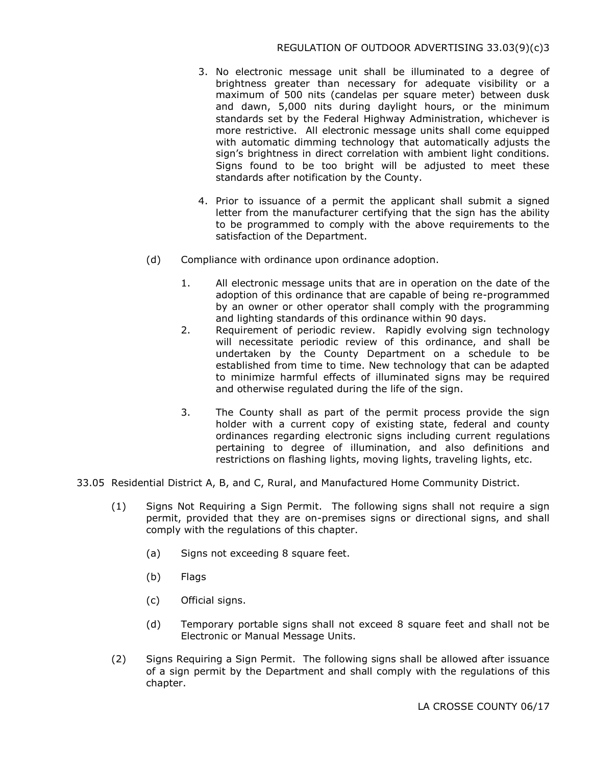3. No electronic message unit shall be illuminated to a degree of brightness greater than necessary for adequate visibility or a maximum of 500 nits (candelas per square meter) between dusk and dawn, 5,000 nits during daylight hours, or the minimum standards set by the Federal Highway Administration, whichever is more restrictive. All electronic message units shall come equipped with automatic dimming technology that automatically adjusts the sign's brightness in direct correlation with ambient light conditions. Signs found to be too bright will be adjusted to meet these standards after notification by the County.

4. Prior to issuance of a permit the applicant shall submit a signed letter from the manufacturer certifying that the sign has the ability to be programmed to comply with the above requirements to the satisfaction of the Department.

(d) Compliance with ordinance upon ordinance adoption.

1. All electronic message units that are in operation on the date of the adoption of this ordinance that are capable of being re-programmed by an owner or other operator shall comply with the programming and lighting standards of this ordinance within 90 days.
2. Requirement of periodic review. Rapidly evolving sign technology will necessitate periodic review of this ordinance, and shall be undertaken by the County Department on a schedule to be established from time to time. New technology that can be adapted to minimize harmful effects of illuminated signs may be required and otherwise regulated during the life of the sign.
3. The County shall as part of the permit process provide the sign holder with a current copy of existing state, federal and county ordinances regarding electronic signs including current regulations pertaining to degree of illumination, and also definitions and restrictions on flashing lights, moving lights, traveling lights, etc.

33.05 Residential District A, B, and C, Rural, and Manufactured Home Community District.

(1) Signs Not Requiring a Sign Permit. The following signs shall not require a sign permit, provided that they are on-premises signs or directional signs, and shall comply with the regulations of this chapter.

(a) Signs not exceeding 8 square feet.

(b) Flags

(c) Official signs.

(d) Temporary portable signs shall not exceed 8 square feet and shall not be Electronic or Manual Message Units.

(2) Signs Requiring a Sign Permit. The following signs shall be allowed after issuance of a sign permit by the Department and shall comply with the regulations of this chapter.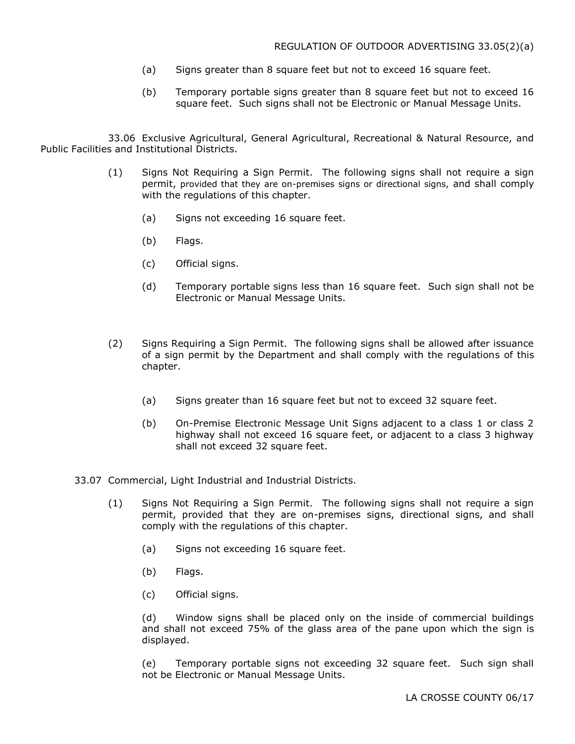(a) Signs greater than 8 square feet but not to exceed 16 square feet.

(b) Temporary portable signs greater than 8 square feet but not to exceed 16 square feet. Such signs shall not be Electronic or Manual Message Units.

33.06 Exclusive Agricultural, General Agricultural, Recreational & Natural Resource, and Public Facilities and Institutional Districts.

(1) Signs Not Requiring a Sign Permit. The following signs shall not require a sign permit, provided that they are on-premises signs or directional signs, and shall comply with the regulations of this chapter.

(a) Signs not exceeding 16 square feet.

(b) Flags.

(c) Official signs.

(d) Temporary portable signs less than 16 square feet. Such sign shall not be Electronic or Manual Message Units.

(2) Signs Requiring a Sign Permit. The following signs shall be allowed after issuance of a sign permit by the Department and shall comply with the regulations of this chapter.

(a) Signs greater than 16 square feet but not to exceed 32 square feet.

(b) On-Premise Electronic Message Unit Signs adjacent to a class 1 or class 2 highway shall not exceed 16 square feet, or adjacent to a class 3 highway shall not exceed 32 square feet.

33.07 Commercial, Light Industrial and Industrial Districts.

(1) Signs Not Requiring a Sign Permit. The following signs shall not require a sign permit, provided that they are on-premises signs, directional signs, and shall comply with the regulations of this chapter.

(a) Signs not exceeding 16 square feet.

(b) Flags.

(c) Official signs.

(d) Window signs shall be placed only on the inside of commercial buildings and shall not exceed 75% of the glass area of the pane upon which the sign is displayed.

(e) Temporary portable signs not exceeding 32 square feet. Such sign shall not be Electronic or Manual Message Units.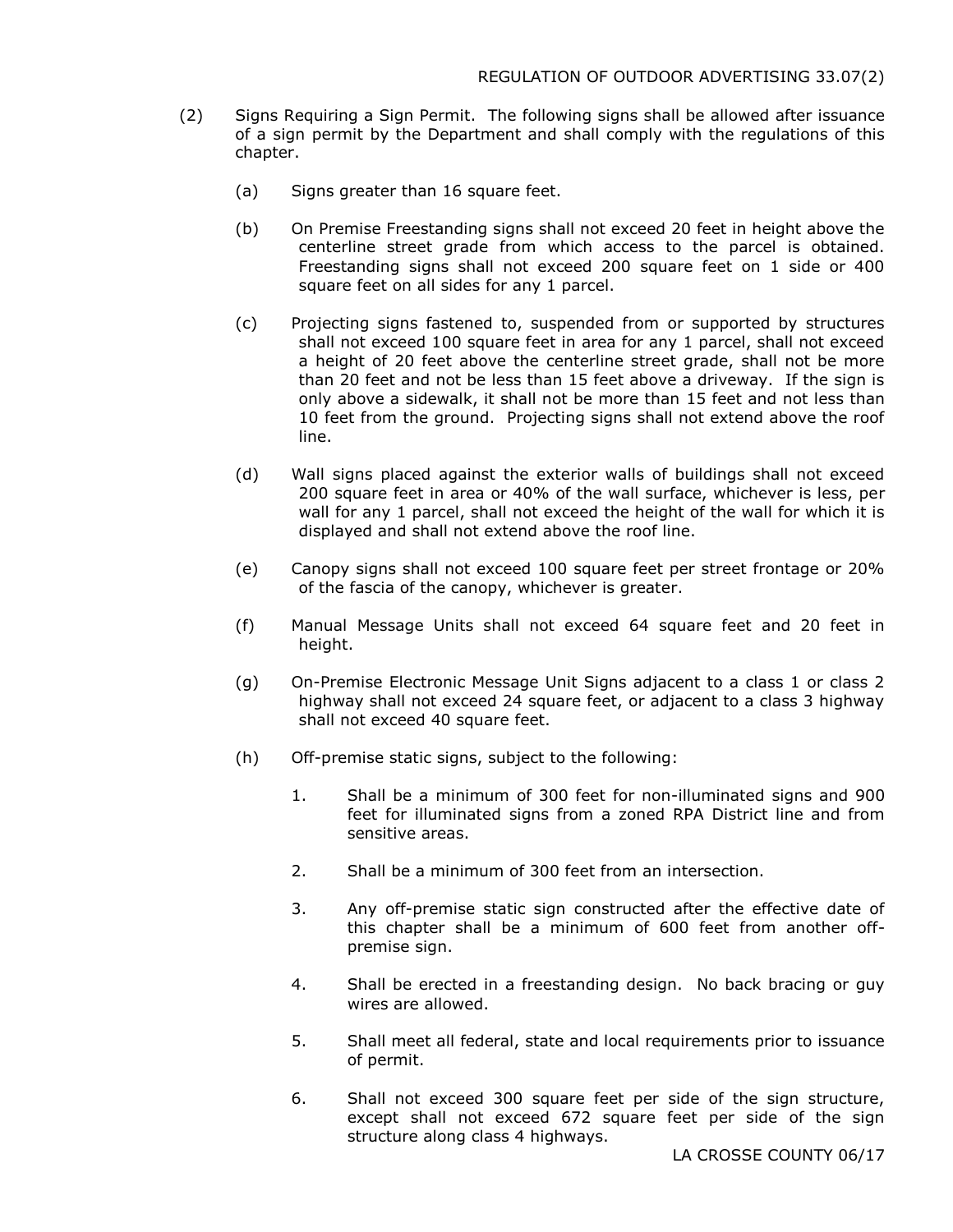(2) Signs Requiring a Sign Permit. The following signs shall be allowed after issuance of a sign permit by the Department and shall comply with the regulations of this chapter.

(a) Signs greater than 16 square feet.

(b) On Premise Freestanding signs shall not exceed 20 feet in height above the centerline street grade from which access to the parcel is obtained. Freestanding signs shall not exceed 200 square feet on 1 side or 400 square feet on all sides for any 1 parcel.

(c) Projecting signs fastened to, suspended from or supported by structures shall not exceed 100 square feet in area for any 1 parcel, shall not exceed a height of 20 feet above the centerline street grade, shall not be more than 20 feet and not be less than 15 feet above a driveway. If the sign is only above a sidewalk, it shall not be more than 15 feet and not less than 10 feet from the ground. Projecting signs shall not extend above the roof line.

(d) Wall signs placed against the exterior walls of buildings shall not exceed 200 square feet in area or 40% of the wall surface, whichever is less, per wall for any 1 parcel, shall not exceed the height of the wall for which it is displayed and shall not extend above the roof line.

(e) Canopy signs shall not exceed 100 square feet per street frontage or 20% of the fascia of the canopy, whichever is greater.

(f) Manual Message Units shall not exceed 64 square feet and 20 feet in height.

(g) On-Premise Electronic Message Unit Signs adjacent to a class 1 or class 2 highway shall not exceed 24 square feet, or adjacent to a class 3 highway shall not exceed 40 square feet.

(h) Off-premise static signs, subject to the following:

1. Shall be a minimum of 300 feet for non-illuminated signs and 900 feet for illuminated signs from a zoned RPA District line and from sensitive areas.

2. Shall be a minimum of 300 feet from an intersection.

3. Any off-premise static sign constructed after the effective date of this chapter shall be a minimum of 600 feet from another off-premise sign.

4. Shall be erected in a freestanding design. No back bracing or guy wires are allowed.

5. Shall meet all federal, state and local requirements prior to issuance of permit.

6. Shall not exceed 300 square feet per side of the sign structure, except shall not exceed 672 square feet per side of the sign structure along class 4 highways.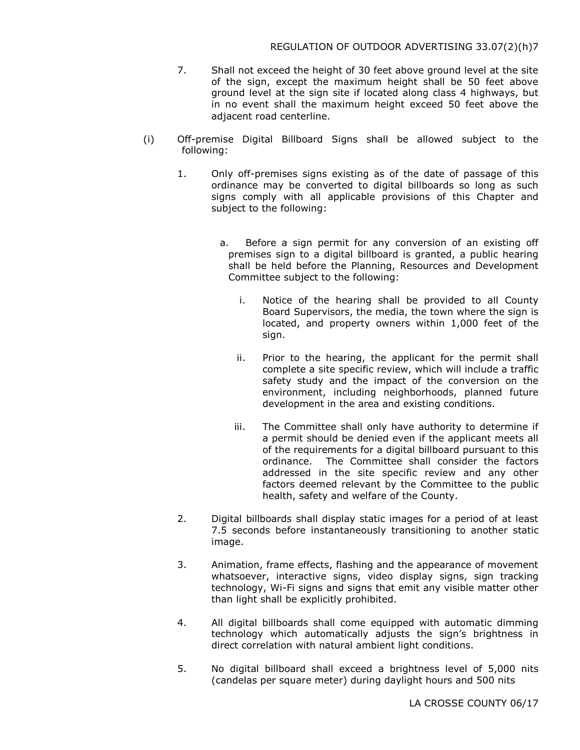7. Shall not exceed the height of 30 feet above ground level at the site of the sign, except the maximum height shall be 50 feet above ground level at the sign site if located along class 4 highways, but in no event shall the maximum height exceed 50 feet above the adjacent road centerline.

(i) Off-premise Digital Billboard Signs shall be allowed subject to the following:

1. Only off-premises signs existing as of the date of passage of this ordinance may be converted to digital billboards so long as such signs comply with all applicable provisions of this Chapter and subject to the following:

   a. Before a sign permit for any conversion of an existing off premises sign to a digital billboard is granted, a public hearing shall be held before the Planning, Resources and Development Committee subject to the following:

      i. Notice of the hearing shall be provided to all County Board Supervisors, the media, the town where the sign is located, and property owners within 1,000 feet of the sign.

      ii. Prior to the hearing, the applicant for the permit shall complete a site specific review, which will include a traffic safety study and the impact of the conversion on the environment, including neighborhoods, planned future development in the area and existing conditions.

      iii. The Committee shall only have authority to determine if a permit should be denied even if the applicant meets all of the requirements for a digital billboard pursuant to this ordinance. The Committee shall consider the factors addressed in the site specific review and any other factors deemed relevant by the Committee to the public health, safety and welfare of the County.

2. Digital billboards shall display static images for a period of at least 7.5 seconds before instantaneously transitioning to another static image.

3. Animation, frame effects, flashing and the appearance of movement whatsoever, interactive signs, video display signs, sign tracking technology, Wi-Fi signs and signs that emit any visible matter other than light shall be explicitly prohibited.

4. All digital billboards shall come equipped with automatic dimming technology which automatically adjusts the sign's brightness in direct correlation with natural ambient light conditions.

5. No digital billboard shall exceed a brightness level of 5,000 nits (candelas per square meter) during daylight hours and 500 nits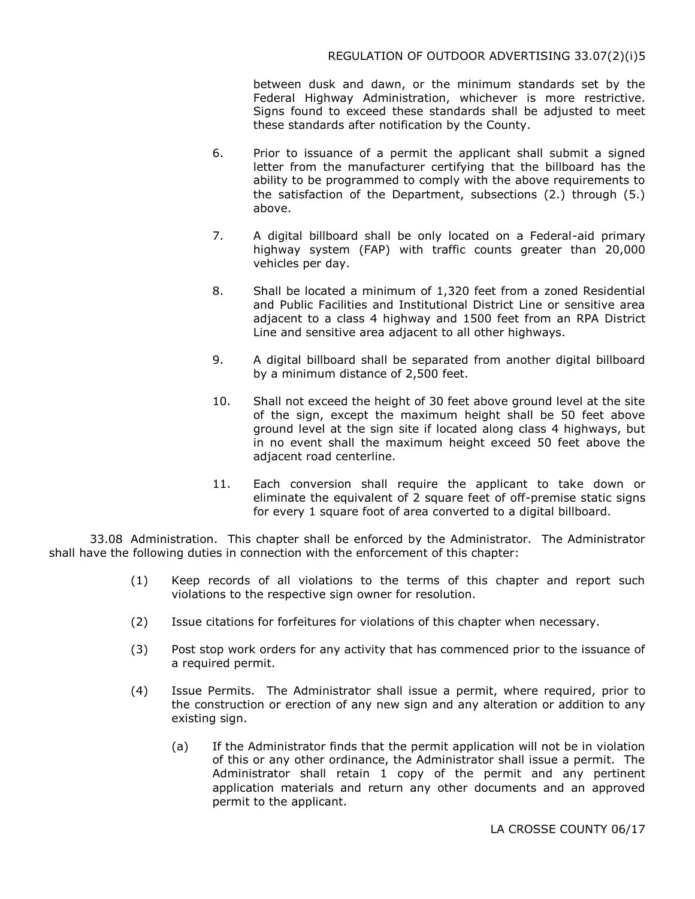between dusk and dawn, or the minimum standards set by the Federal Highway Administration, whichever is more restrictive. Signs found to exceed these standards shall be adjusted to meet these standards after notification by the County.

6. Prior to issuance of a permit the applicant shall submit a signed letter from the manufacturer certifying that the billboard has the ability to be programmed to comply with the above requirements to the satisfaction of the Department, subsections (2.) through (5.) above.

7. A digital billboard shall be only located on a Federal-aid primary highway system (FAP) with traffic counts greater than 20,000 vehicles per day.

8. Shall be located a minimum of 1,320 feet from a zoned Residential and Public Facilities and Institutional District Line or sensitive area adjacent to a class 4 highway and 1500 feet from an RPA District Line and sensitive area adjacent to all other highways.

9. A digital billboard shall be separated from another digital billboard by a minimum distance of 2,500 feet.

10. Shall not exceed the height of 30 feet above ground level at the site of the sign, except the maximum height shall be 50 feet above ground level at the sign site if located along class 4 highways, but in no event shall the maximum height exceed 50 feet above the adjacent road centerline.

11. Each conversion shall require the applicant to take down or eliminate the equivalent of 2 square feet of off-premise static signs for every 1 square foot of area converted to a digital billboard.

33.08 Administration. This chapter shall be enforced by the Administrator. The Administrator shall have the following duties in connection with the enforcement of this chapter:

(1) Keep records of all violations to the terms of this chapter and report such violations to the respective sign owner for resolution.

(2) Issue citations for forfeitures for violations of this chapter when necessary.

(3) Post stop work orders for any activity that has commenced prior to the issuance of a required permit.

(4) Issue Permits. The Administrator shall issue a permit, where required, prior to the construction or erection of any new sign and any alteration or addition to any existing sign.

(a) If the Administrator finds that the permit application will not be in violation of this or any other ordinance, the Administrator shall issue a permit. The Administrator shall retain 1 copy of the permit and any pertinent application materials and return any other documents and an approved permit to the applicant.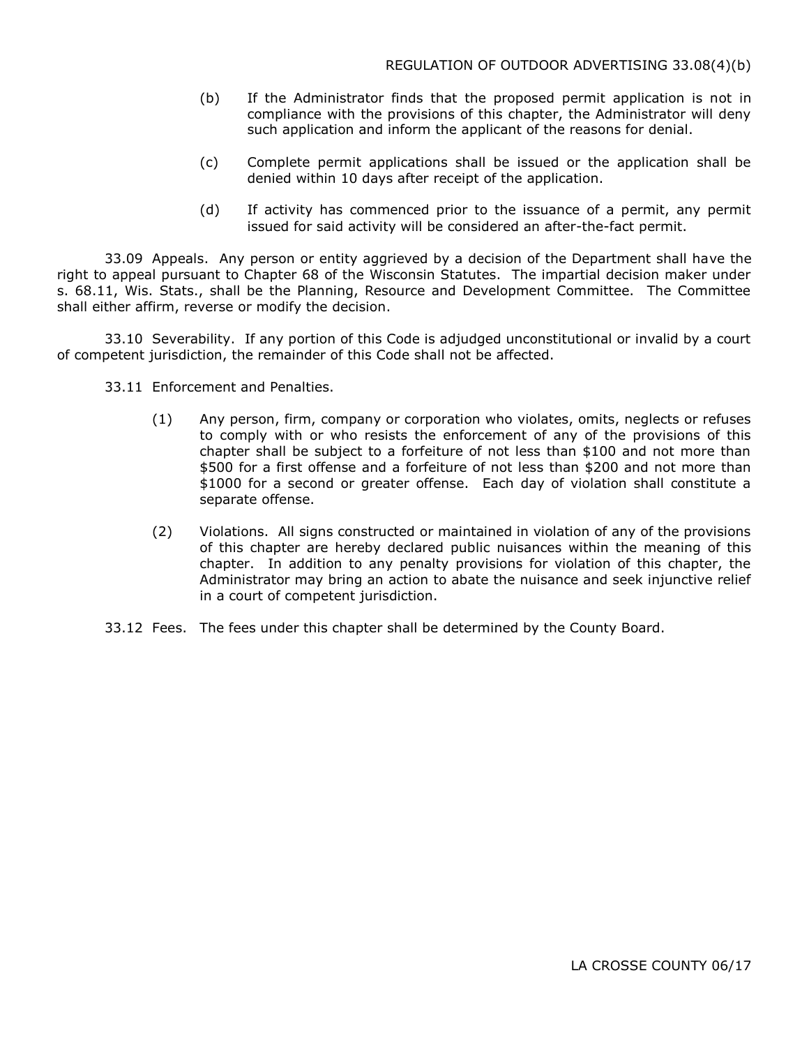(b) If the Administrator finds that the proposed permit application is not in compliance with the provisions of this chapter, the Administrator will deny such application and inform the applicant of the reasons for denial.

(c) Complete permit applications shall be issued or the application shall be denied within 10 days after receipt of the application.

(d) If activity has commenced prior to the issuance of a permit, any permit issued for said activity will be considered an after-the-fact permit.

33.09 Appeals. Any person or entity aggrieved by a decision of the Department shall have the right to appeal pursuant to Chapter 68 of the Wisconsin Statutes. The impartial decision maker under s. 68.11, Wis. Stats., shall be the Planning, Resource and Development Committee. The Committee shall either affirm, reverse or modify the decision.

33.10 Severability. If any portion of this Code is adjudged unconstitutional or invalid by a court of competent jurisdiction, the remainder of this Code shall not be affected.

33.11 Enforcement and Penalties.

(1) Any person, firm, company or corporation who violates, omits, neglects or refuses to comply with or who resists the enforcement of any of the provisions of this chapter shall be subject to a forfeiture of not less than $100 and not more than $500 for a first offense and a forfeiture of not less than $200 and not more than $1000 for a second or greater offense. Each day of violation shall constitute a separate offense.

(2) Violations. All signs constructed or maintained in violation of any of the provisions of this chapter are hereby declared public nuisances within the meaning of this chapter. In addition to any penalty provisions for violation of this chapter, the Administrator may bring an action to abate the nuisance and seek injunctive relief in a court of competent jurisdiction.

33.12 Fees. The fees under this chapter shall be determined by the County Board.